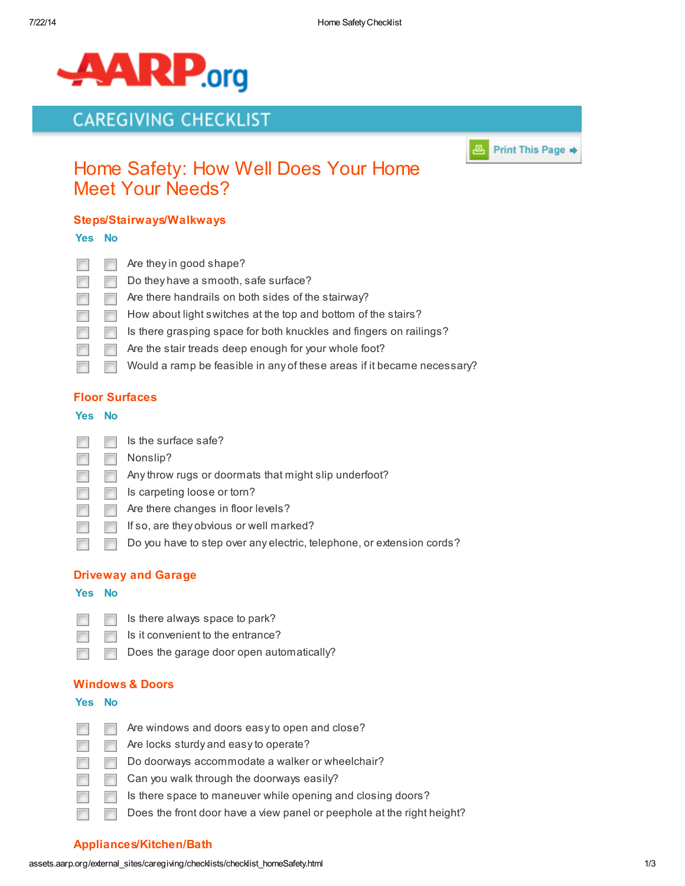AARP.org

CAREGIVING CHECKLIST

Print This Page

# Home Safety: How Well Does Your Home Meet Your Needs?

## Steps/Stairways/Walkways

| Yes | No | |
|---|---|---|
| ☐ | ☐ | Are they in good shape? |
| ☐ | ☐ | Do they have a smooth, safe surface? |
| ☐ | ☐ | Are there handrails on both sides of the stairway? |
| ☐ | ☐ | How about light switches at the top and bottom of the stairs? |
| ☐ | ☐ | Is there grasping space for both knuckles and fingers on railings? |
| ☐ | ☐ | Are the stair treads deep enough for your whole foot? |
| ☐ | ☐ | Would a ramp be feasible in any of these areas if it became necessary? |

## Floor Surfaces

| Yes | No | |
|---|---|---|
| ☐ | ☐ | Is the surface safe? |
| ☐ | ☐ | Nonslip? |
| ☐ | ☐ | Any throw rugs or doormats that might slip underfoot? |
| ☐ | ☐ | Is carpeting loose or torn? |
| ☐ | ☐ | Are there changes in floor levels? |
| ☐ | ☐ | If so, are they obvious or well marked? |
| ☐ | ☐ | Do you have to step over any electric, telephone, or extension cords? |

## Driveway and Garage

| Yes | No | |
|---|---|---|
| ☐ | ☐ | Is there always space to park? |
| ☐ | ☐ | Is it convenient to the entrance? |
| ☐ | ☐ | Does the garage door open automatically? |

## Windows & Doors

| Yes | No | |
|---|---|---|
| ☐ | ☐ | Are windows and doors easy to open and close? |
| ☐ | ☐ | Are locks sturdy and easy to operate? |
| ☐ | ☐ | Do doorways accommodate a walker or wheelchair? |
| ☐ | ☐ | Can you walk through the doorways easily? |
| ☐ | ☐ | Is there space to maneuver while opening and closing doors? |
| ☐ | ☐ | Does the front door have a view panel or peephole at the right height? |

## Appliances/Kitchen/Bath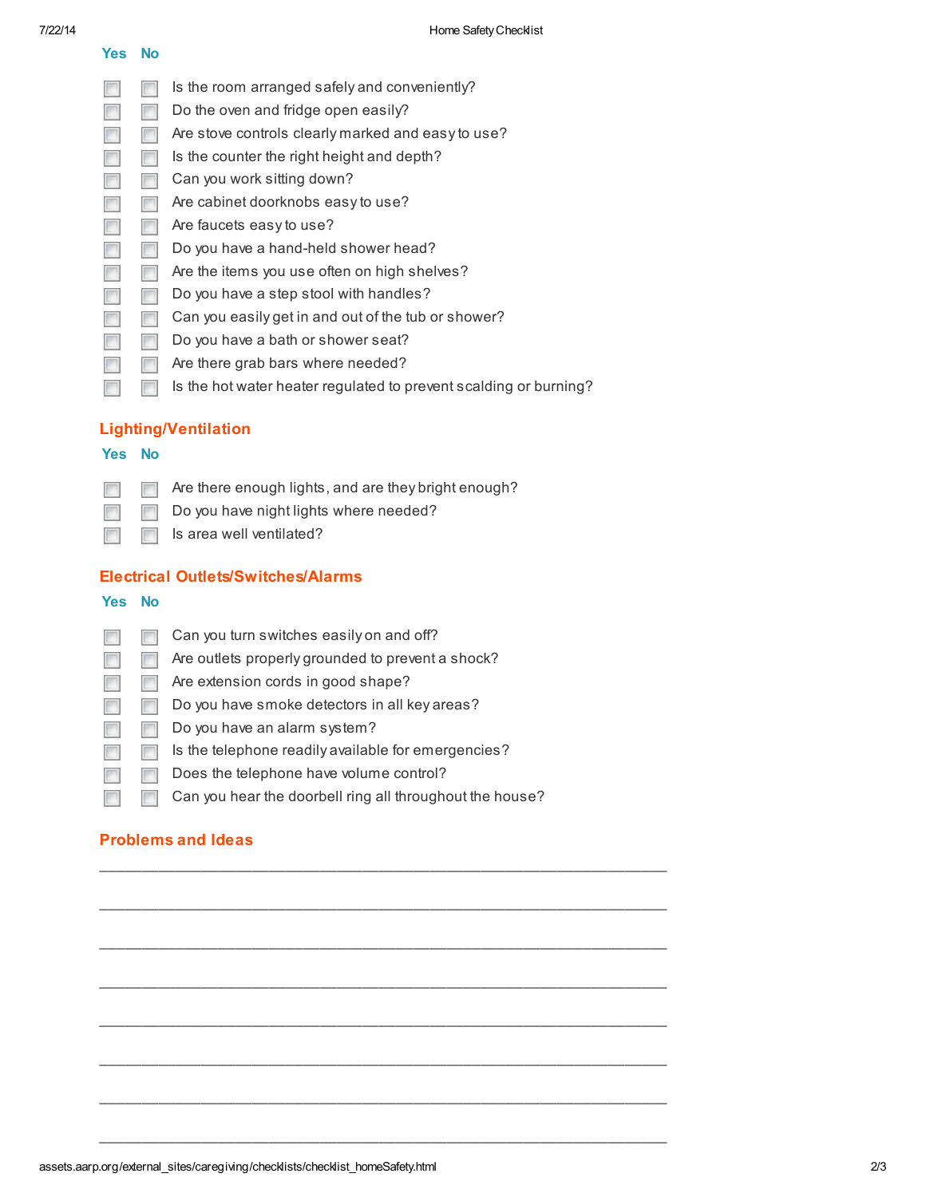| Yes | No | |
|---|---|---|
| ☐ | ☐ | Is the room arranged safely and conveniently? |
| ☐ | ☐ | Do the oven and fridge open easily? |
| ☐ | ☐ | Are stove controls clearly marked and easy to use? |
| ☐ | ☐ | Is the counter the right height and depth? |
| ☐ | ☐ | Can you work sitting down? |
| ☐ | ☐ | Are cabinet doorknobs easy to use? |
| ☐ | ☐ | Are faucets easy to use? |
| ☐ | ☐ | Do you have a hand-held shower head? |
| ☐ | ☐ | Are the items you use often on high shelves? |
| ☐ | ☐ | Do you have a step stool with handles? |
| ☐ | ☐ | Can you easily get in and out of the tub or shower? |
| ☐ | ☐ | Do you have a bath or shower seat? |
| ☐ | ☐ | Are there grab bars where needed? |
| ☐ | ☐ | Is the hot water heater regulated to prevent scalding or burning? |

## Lighting/Ventilation

| Yes | No | |
|---|---|---|
| ☐ | ☐ | Are there enough lights, and are they bright enough? |
| ☐ | ☐ | Do you have night lights where needed? |
| ☐ | ☐ | Is area well ventilated? |

## Electrical Outlets/Switches/Alarms

| Yes | No | |
|---|---|---|
| ☐ | ☐ | Can you turn switches easily on and off? |
| ☐ | ☐ | Are outlets properly grounded to prevent a shock? |
| ☐ | ☐ | Are extension cords in good shape? |
| ☐ | ☐ | Do you have smoke detectors in all key areas? |
| ☐ | ☐ | Do you have an alarm system? |
| ☐ | ☐ | Is the telephone readily available for emergencies? |
| ☐ | ☐ | Does the telephone have volume control? |
| ☐ | ☐ | Can you hear the doorbell ring all throughout the house? |

## Problems and Ideas

_______________________________________________________________

_______________________________________________________________

_______________________________________________________________

_______________________________________________________________

_______________________________________________________________

_______________________________________________________________

_______________________________________________________________

_______________________________________________________________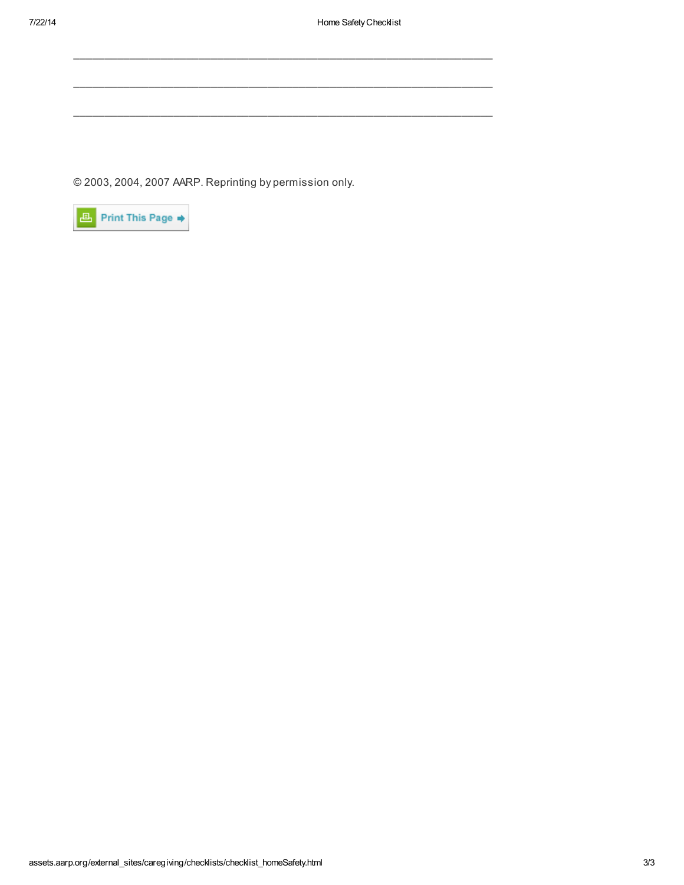_______________________________________________________________________

_______________________________________________________________________

_______________________________________________________________________

© 2003, 2004, 2007 AARP. Reprinting by permission only.

Print This Page